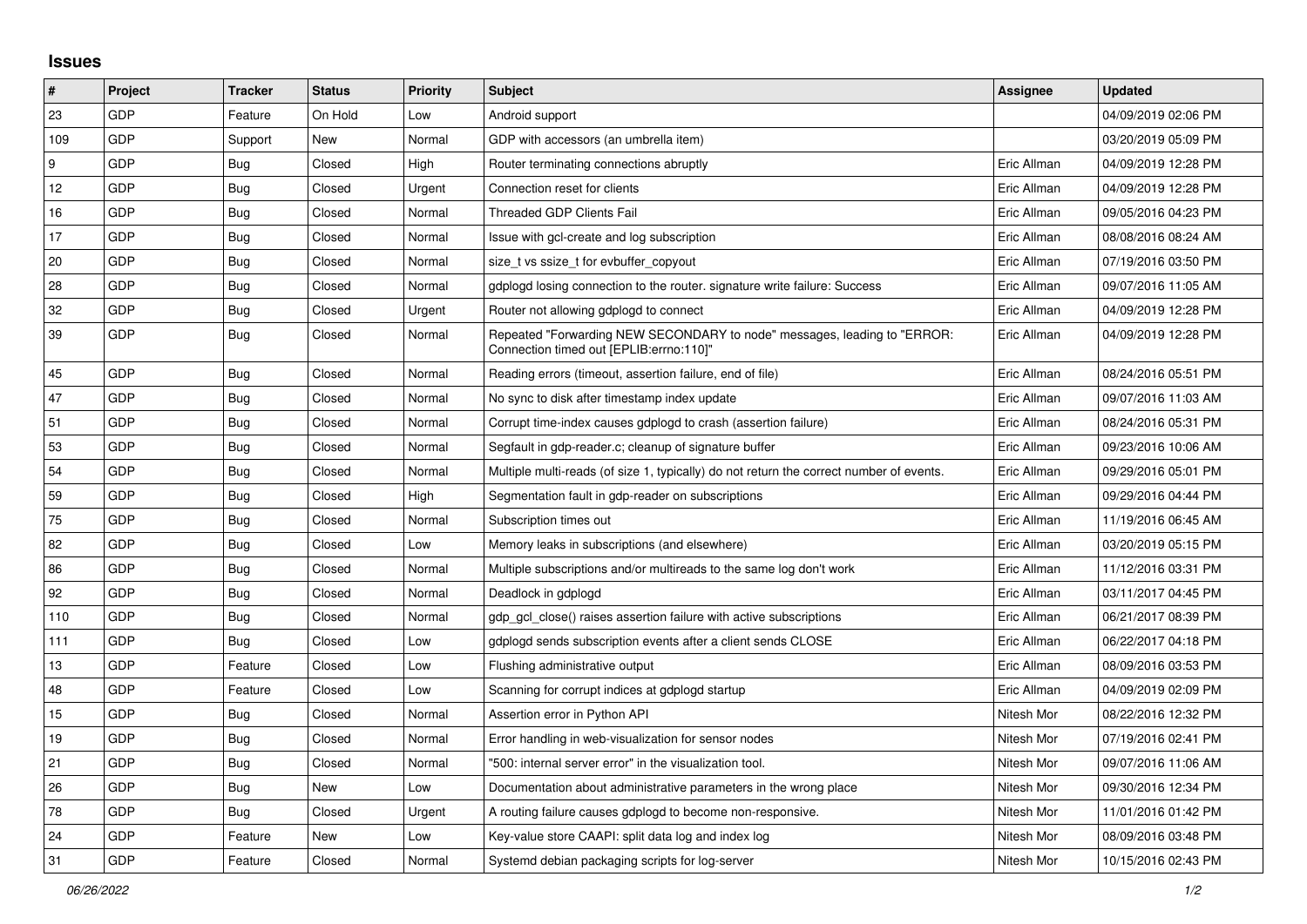## Issues

| # | Project | Tracker | Status | Priority | Subject | Assignee | Updated |
|---|---|---|---|---|---|---|---|
| 23 | GDP | Feature | On Hold | Low | Android support | | 04/09/2019 02:06 PM |
| 109 | GDP | Support | New | Normal | GDP with accessors (an umbrella item) | | 03/20/2019 05:09 PM |
| 9 | GDP | Bug | Closed | High | Router terminating connections abruptly | Eric Allman | 04/09/2019 12:28 PM |
| 12 | GDP | Bug | Closed | Urgent | Connection reset for clients | Eric Allman | 04/09/2019 12:28 PM |
| 16 | GDP | Bug | Closed | Normal | Threaded GDP Clients Fail | Eric Allman | 09/05/2016 04:23 PM |
| 17 | GDP | Bug | Closed | Normal | Issue with gcl-create and log subscription | Eric Allman | 08/08/2016 08:24 AM |
| 20 | GDP | Bug | Closed | Normal | size_t vs ssize_t for evbuffer_copyout | Eric Allman | 07/19/2016 03:50 PM |
| 28 | GDP | Bug | Closed | Normal | gdplogd losing connection to the router. signature write failure: Success | Eric Allman | 09/07/2016 11:05 AM |
| 32 | GDP | Bug | Closed | Urgent | Router not allowing gdplogd to connect | Eric Allman | 04/09/2019 12:28 PM |
| 39 | GDP | Bug | Closed | Normal | Repeated "Forwarding NEW SECONDARY to node" messages, leading to "ERROR: Connection timed out [EPLIB:errno:110]" | Eric Allman | 04/09/2019 12:28 PM |
| 45 | GDP | Bug | Closed | Normal | Reading errors (timeout, assertion failure, end of file) | Eric Allman | 08/24/2016 05:51 PM |
| 47 | GDP | Bug | Closed | Normal | No sync to disk after timestamp index update | Eric Allman | 09/07/2016 11:03 AM |
| 51 | GDP | Bug | Closed | Normal | Corrupt time-index causes gdplogd to crash (assertion failure) | Eric Allman | 08/24/2016 05:31 PM |
| 53 | GDP | Bug | Closed | Normal | Segfault in gdp-reader.c; cleanup of signature buffer | Eric Allman | 09/23/2016 10:06 AM |
| 54 | GDP | Bug | Closed | Normal | Multiple multi-reads (of size 1, typically) do not return the correct number of events. | Eric Allman | 09/29/2016 05:01 PM |
| 59 | GDP | Bug | Closed | High | Segmentation fault in gdp-reader on subscriptions | Eric Allman | 09/29/2016 04:44 PM |
| 75 | GDP | Bug | Closed | Normal | Subscription times out | Eric Allman | 11/19/2016 06:45 AM |
| 82 | GDP | Bug | Closed | Low | Memory leaks in subscriptions (and elsewhere) | Eric Allman | 03/20/2019 05:15 PM |
| 86 | GDP | Bug | Closed | Normal | Multiple subscriptions and/or multireads to the same log don't work | Eric Allman | 11/12/2016 03:31 PM |
| 92 | GDP | Bug | Closed | Normal | Deadlock in gdplogd | Eric Allman | 03/11/2017 04:45 PM |
| 110 | GDP | Bug | Closed | Normal | gdp_gcl_close() raises assertion failure with active subscriptions | Eric Allman | 06/21/2017 08:39 PM |
| 111 | GDP | Bug | Closed | Low | gdplogd sends subscription events after a client sends CLOSE | Eric Allman | 06/22/2017 04:18 PM |
| 13 | GDP | Feature | Closed | Low | Flushing administrative output | Eric Allman | 08/09/2016 03:53 PM |
| 48 | GDP | Feature | Closed | Low | Scanning for corrupt indices at gdplogd startup | Eric Allman | 04/09/2019 02:09 PM |
| 15 | GDP | Bug | Closed | Normal | Assertion error in Python API | Nitesh Mor | 08/22/2016 12:32 PM |
| 19 | GDP | Bug | Closed | Normal | Error handling in web-visualization for sensor nodes | Nitesh Mor | 07/19/2016 02:41 PM |
| 21 | GDP | Bug | Closed | Normal | "500: internal server error" in the visualization tool. | Nitesh Mor | 09/07/2016 11:06 AM |
| 26 | GDP | Bug | New | Low | Documentation about administrative parameters in the wrong place | Nitesh Mor | 09/30/2016 12:34 PM |
| 78 | GDP | Bug | Closed | Urgent | A routing failure causes gdplogd to become non-responsive. | Nitesh Mor | 11/01/2016 01:42 PM |
| 24 | GDP | Feature | New | Low | Key-value store CAAPI: split data log and index log | Nitesh Mor | 08/09/2016 03:48 PM |
| 31 | GDP | Feature | Closed | Normal | Systemd debian packaging scripts for log-server | Nitesh Mor | 10/15/2016 02:43 PM |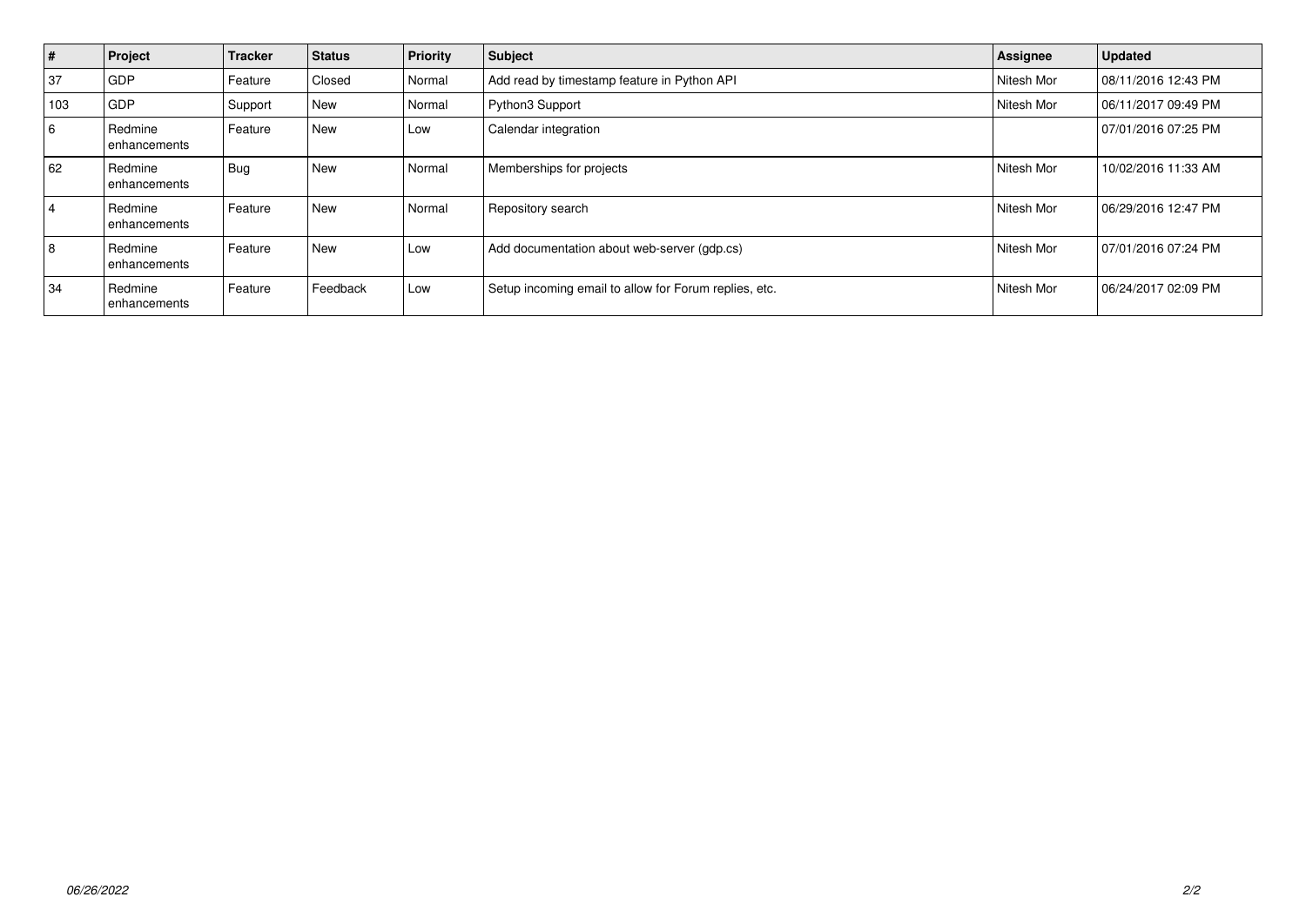| # | Project | Tracker | Status | Priority | Subject | Assignee | Updated |
|---|---|---|---|---|---|---|---|
| 37 | GDP | Feature | Closed | Normal | Add read by timestamp feature in Python API | Nitesh Mor | 08/11/2016 12:43 PM |
| 103 | GDP | Support | New | Normal | Python3 Support | Nitesh Mor | 06/11/2017 09:49 PM |
| 6 | Redmine enhancements | Feature | New | Low | Calendar integration | | 07/01/2016 07:25 PM |
| 62 | Redmine enhancements | Bug | New | Normal | Memberships for projects | Nitesh Mor | 10/02/2016 11:33 AM |
| 4 | Redmine enhancements | Feature | New | Normal | Repository search | Nitesh Mor | 06/29/2016 12:47 PM |
| 8 | Redmine enhancements | Feature | New | Low | Add documentation about web-server (gdp.cs) | Nitesh Mor | 07/01/2016 07:24 PM |
| 34 | Redmine enhancements | Feature | Feedback | Low | Setup incoming email to allow for Forum replies, etc. | Nitesh Mor | 06/24/2017 02:09 PM |